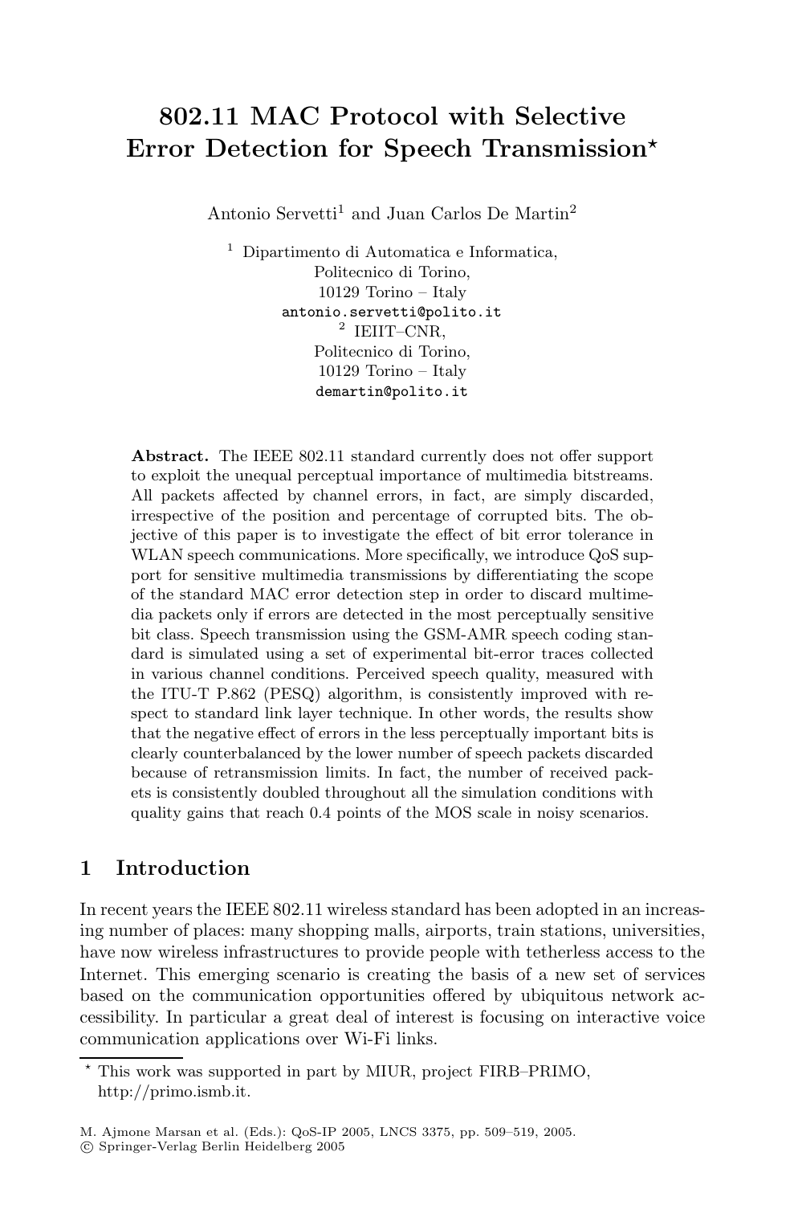# 802.11 MAC Protocol with Selective Error Detection for Speech Transmission*

Antonio Servetti[1] and Juan Carlos De Martin[2]

[1] Dipartimento di Automatica e Informatica,
Politecnico di Torino,
10129 Torino – Italy
antonio.servetti@polito.it

[2] IEIIT–CNR,
Politecnico di Torino,
10129 Torino – Italy
demartin@polito.it

**Abstract.** The IEEE 802.11 standard currently does not offer support to exploit the unequal perceptual importance of multimedia bitstreams. All packets affected by channel errors, in fact, are simply discarded, irrespective of the position and percentage of corrupted bits. The objective of this paper is to investigate the effect of bit error tolerance in WLAN speech communications. More specifically, we introduce QoS support for sensitive multimedia transmissions by differentiating the scope of the standard MAC error detection step in order to discard multimedia packets only if errors are detected in the most perceptually sensitive bit class. Speech transmission using the GSM-AMR speech coding standard is simulated using a set of experimental bit-error traces collected in various channel conditions. Perceived speech quality, measured with the ITU-T P.862 (PESQ) algorithm, is consistently improved with respect to standard link layer technique. In other words, the results show that the negative effect of errors in the less perceptually important bits is clearly counterbalanced by the lower number of speech packets discarded because of retransmission limits. In fact, the number of received packets is consistently doubled throughout all the simulation conditions with quality gains that reach 0.4 points of the MOS scale in noisy scenarios.

## 1 Introduction

In recent years the IEEE 802.11 wireless standard has been adopted in an increasing number of places: many shopping malls, airports, train stations, universities, have now wireless infrastructures to provide people with tetherless access to the Internet. This emerging scenario is creating the basis of a new set of services based on the communication opportunities offered by ubiquitous network accessibility. In particular a great deal of interest is focusing on interactive voice communication applications over Wi-Fi links.

* This work was supported in part by MIUR, project FIRB–PRIMO, http://primo.ismb.it.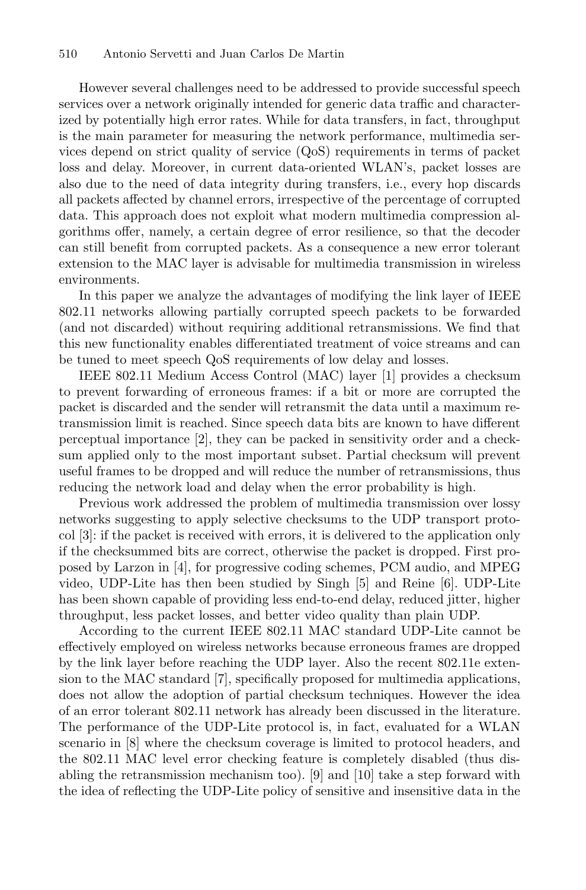However several challenges need to be addressed to provide successful speech services over a network originally intended for generic data traffic and characterized by potentially high error rates. While for data transfers, in fact, throughput is the main parameter for measuring the network performance, multimedia services depend on strict quality of service (QoS) requirements in terms of packet loss and delay. Moreover, in current data-oriented WLAN's, packet losses are also due to the need of data integrity during transfers, i.e., every hop discards all packets affected by channel errors, irrespective of the percentage of corrupted data. This approach does not exploit what modern multimedia compression algorithms offer, namely, a certain degree of error resilience, so that the decoder can still benefit from corrupted packets. As a consequence a new error tolerant extension to the MAC layer is advisable for multimedia transmission in wireless environments.

In this paper we analyze the advantages of modifying the link layer of IEEE 802.11 networks allowing partially corrupted speech packets to be forwarded (and not discarded) without requiring additional retransmissions. We find that this new functionality enables differentiated treatment of voice streams and can be tuned to meet speech QoS requirements of low delay and losses.

IEEE 802.11 Medium Access Control (MAC) layer [1] provides a checksum to prevent forwarding of erroneous frames: if a bit or more are corrupted the packet is discarded and the sender will retransmit the data until a maximum retransmission limit is reached. Since speech data bits are known to have different perceptual importance [2], they can be packed in sensitivity order and a checksum applied only to the most important subset. Partial checksum will prevent useful frames to be dropped and will reduce the number of retransmissions, thus reducing the network load and delay when the error probability is high.

Previous work addressed the problem of multimedia transmission over lossy networks suggesting to apply selective checksums to the UDP transport protocol [3]: if the packet is received with errors, it is delivered to the application only if the checksummed bits are correct, otherwise the packet is dropped. First proposed by Larzon in [4], for progressive coding schemes, PCM audio, and MPEG video, UDP-Lite has then been studied by Singh [5] and Reine [6]. UDP-Lite has been shown capable of providing less end-to-end delay, reduced jitter, higher throughput, less packet losses, and better video quality than plain UDP.

According to the current IEEE 802.11 MAC standard UDP-Lite cannot be effectively employed on wireless networks because erroneous frames are dropped by the link layer before reaching the UDP layer. Also the recent 802.11e extension to the MAC standard [7], specifically proposed for multimedia applications, does not allow the adoption of partial checksum techniques. However the idea of an error tolerant 802.11 network has already been discussed in the literature. The performance of the UDP-Lite protocol is, in fact, evaluated for a WLAN scenario in [8] where the checksum coverage is limited to protocol headers, and the 802.11 MAC level error checking feature is completely disabled (thus disabling the retransmission mechanism too). [9] and [10] take a step forward with the idea of reflecting the UDP-Lite policy of sensitive and insensitive data in the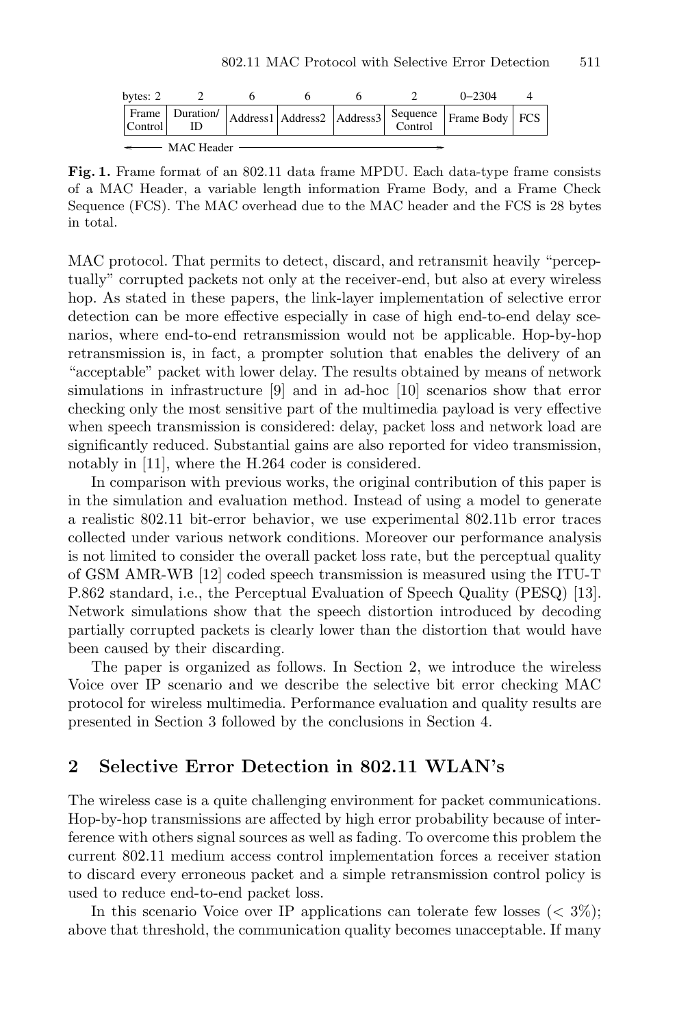| bytes: 2 | 2 | 6 | 6 | 6 | 2 | 0–2304 | 4 |
|---|---|---|---|---|---|---|---|
| Frame Control | Duration/ ID | Address1 | Address2 | Address3 | Sequence Control | Frame Body | FCS |

← MAC Header →

**Fig. 1.** Frame format of an 802.11 data frame MPDU. Each data-type frame consists of a MAC Header, a variable length information Frame Body, and a Frame Check Sequence (FCS). The MAC overhead due to the MAC header and the FCS is 28 bytes in total.

MAC protocol. That permits to detect, discard, and retransmit heavily "perceptually" corrupted packets not only at the receiver-end, but also at every wireless hop. As stated in these papers, the link-layer implementation of selective error detection can be more effective especially in case of high end-to-end delay scenarios, where end-to-end retransmission would not be applicable. Hop-by-hop retransmission is, in fact, a prompter solution that enables the delivery of an "acceptable" packet with lower delay. The results obtained by means of network simulations in infrastructure [9] and in ad-hoc [10] scenarios show that error checking only the most sensitive part of the multimedia payload is very effective when speech transmission is considered: delay, packet loss and network load are significantly reduced. Substantial gains are also reported for video transmission, notably in [11], where the H.264 coder is considered.

In comparison with previous works, the original contribution of this paper is in the simulation and evaluation method. Instead of using a model to generate a realistic 802.11 bit-error behavior, we use experimental 802.11b error traces collected under various network conditions. Moreover our performance analysis is not limited to consider the overall packet loss rate, but the perceptual quality of GSM AMR-WB [12] coded speech transmission is measured using the ITU-T P.862 standard, i.e., the Perceptual Evaluation of Speech Quality (PESQ) [13]. Network simulations show that the speech distortion introduced by decoding partially corrupted packets is clearly lower than the distortion that would have been caused by their discarding.

The paper is organized as follows. In Section 2, we introduce the wireless Voice over IP scenario and we describe the selective bit error checking MAC protocol for wireless multimedia. Performance evaluation and quality results are presented in Section 3 followed by the conclusions in Section 4.

## 2 Selective Error Detection in 802.11 WLAN's

The wireless case is a quite challenging environment for packet communications. Hop-by-hop transmissions are affected by high error probability because of interference with others signal sources as well as fading. To overcome this problem the current 802.11 medium access control implementation forces a receiver station to discard every erroneous packet and a simple retransmission control policy is used to reduce end-to-end packet loss.

In this scenario Voice over IP applications can tolerate few losses ($< 3\%$); above that threshold, the communication quality becomes unacceptable. If many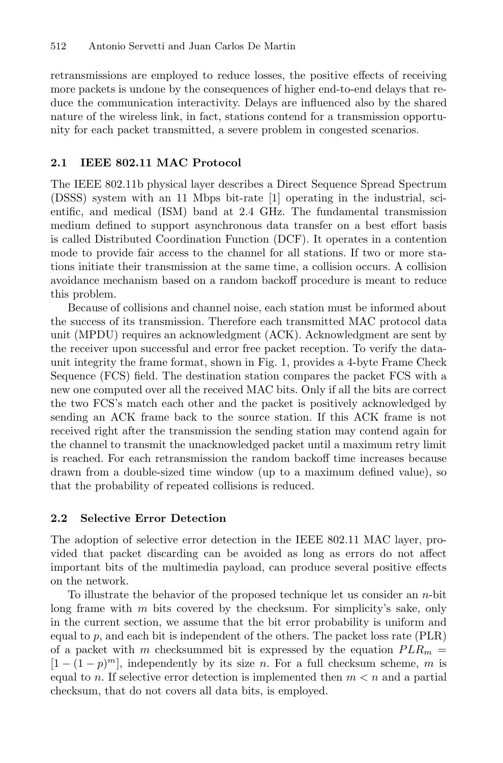retransmissions are employed to reduce losses, the positive effects of receiving more packets is undone by the consequences of higher end-to-end delays that reduce the communication interactivity. Delays are influenced also by the shared nature of the wireless link, in fact, stations contend for a transmission opportunity for each packet transmitted, a severe problem in congested scenarios.

### 2.1 IEEE 802.11 MAC Protocol

The IEEE 802.11b physical layer describes a Direct Sequence Spread Spectrum (DSSS) system with an 11 Mbps bit-rate [1] operating in the industrial, scientific, and medical (ISM) band at 2.4 GHz. The fundamental transmission medium defined to support asynchronous data transfer on a best effort basis is called Distributed Coordination Function (DCF). It operates in a contention mode to provide fair access to the channel for all stations. If two or more stations initiate their transmission at the same time, a collision occurs. A collision avoidance mechanism based on a random backoff procedure is meant to reduce this problem.

Because of collisions and channel noise, each station must be informed about the success of its transmission. Therefore each transmitted MAC protocol data unit (MPDU) requires an acknowledgment (ACK). Acknowledgment are sent by the receiver upon successful and error free packet reception. To verify the data-unit integrity the frame format, shown in Fig. 1, provides a 4-byte Frame Check Sequence (FCS) field. The destination station compares the packet FCS with a new one computed over all the received MAC bits. Only if all the bits are correct the two FCS's match each other and the packet is positively acknowledged by sending an ACK frame back to the source station. If this ACK frame is not received right after the transmission the sending station may contend again for the channel to transmit the unacknowledged packet until a maximum retry limit is reached. For each retransmission the random backoff time increases because drawn from a double-sized time window (up to a maximum defined value), so that the probability of repeated collisions is reduced.

### 2.2 Selective Error Detection

The adoption of selective error detection in the IEEE 802.11 MAC layer, provided that packet discarding can be avoided as long as errors do not affect important bits of the multimedia payload, can produce several positive effects on the network.

To illustrate the behavior of the proposed technique let us consider an $n$-bit long frame with $m$ bits covered by the checksum. For simplicity's sake, only in the current section, we assume that the bit error probability is uniform and equal to $p$, and each bit is independent of the others. The packet loss rate (PLR) of a packet with $m$ checksummed bit is expressed by the equation $PLR_m = [1 - (1 - p)^m]$, independently by its size $n$. For a full checksum scheme, $m$ is equal to $n$. If selective error detection is implemented then $m < n$ and a partial checksum, that do not covers all data bits, is employed.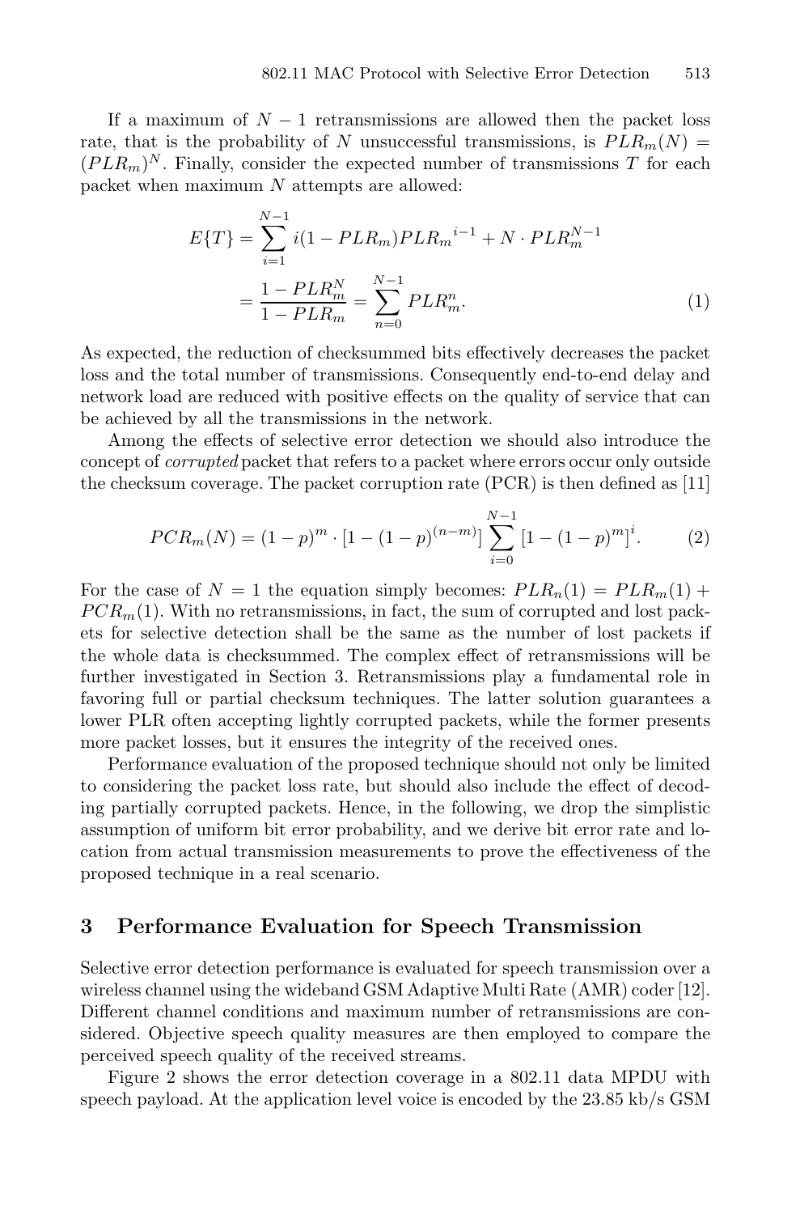If a maximum of $N - 1$ retransmissions are allowed then the packet loss rate, that is the probability of $N$ unsuccessful transmissions, is $PLR_m(N) = (PLR_m)^N$. Finally, consider the expected number of transmissions $T$ for each packet when maximum $N$ attempts are allowed:

$$
\begin{aligned}
E\{T\} &= \sum_{i=1}^{N-1} i(1 - PLR_m)PLR_m{}^{i-1} + N \cdot PLR_m^{N-1} \\
&= \frac{1 - PLR_m^N}{1 - PLR_m} = \sum_{n=0}^{N-1} PLR_m^n. 
\end{aligned}
\tag{1}
$$

As expected, the reduction of checksummed bits effectively decreases the packet loss and the total number of transmissions. Consequently end-to-end delay and network load are reduced with positive effects on the quality of service that can be achieved by all the transmissions in the network.

Among the effects of selective error detection we should also introduce the concept of *corrupted* packet that refers to a packet where errors occur only outside the checksum coverage. The packet corruption rate (PCR) is then defined as [11]

$$
PCR_m(N) = (1-p)^m \cdot [1 - (1-p)^{(n-m)}] \sum_{i=0}^{N-1} [1 - (1-p)^m]^i. \tag{2}
$$

For the case of $N = 1$ the equation simply becomes: $PLR_n(1) = PLR_m(1) + PCR_m(1)$. With no retransmissions, in fact, the sum of corrupted and lost packets for selective detection shall be the same as the number of lost packets if the whole data is checksummed. The complex effect of retransmissions will be further investigated in Section 3. Retransmissions play a fundamental role in favoring full or partial checksum techniques. The latter solution guarantees a lower PLR often accepting lightly corrupted packets, while the former presents more packet losses, but it ensures the integrity of the received ones.

Performance evaluation of the proposed technique should not only be limited to considering the packet loss rate, but should also include the effect of decoding partially corrupted packets. Hence, in the following, we drop the simplistic assumption of uniform bit error probability, and we derive bit error rate and location from actual transmission measurements to prove the effectiveness of the proposed technique in a real scenario.

## 3 Performance Evaluation for Speech Transmission

Selective error detection performance is evaluated for speech transmission over a wireless channel using the wideband GSM Adaptive Multi Rate (AMR) coder [12]. Different channel conditions and maximum number of retransmissions are considered. Objective speech quality measures are then employed to compare the perceived speech quality of the received streams.

Figure 2 shows the error detection coverage in a 802.11 data MPDU with speech payload. At the application level voice is encoded by the 23.85 kb/s GSM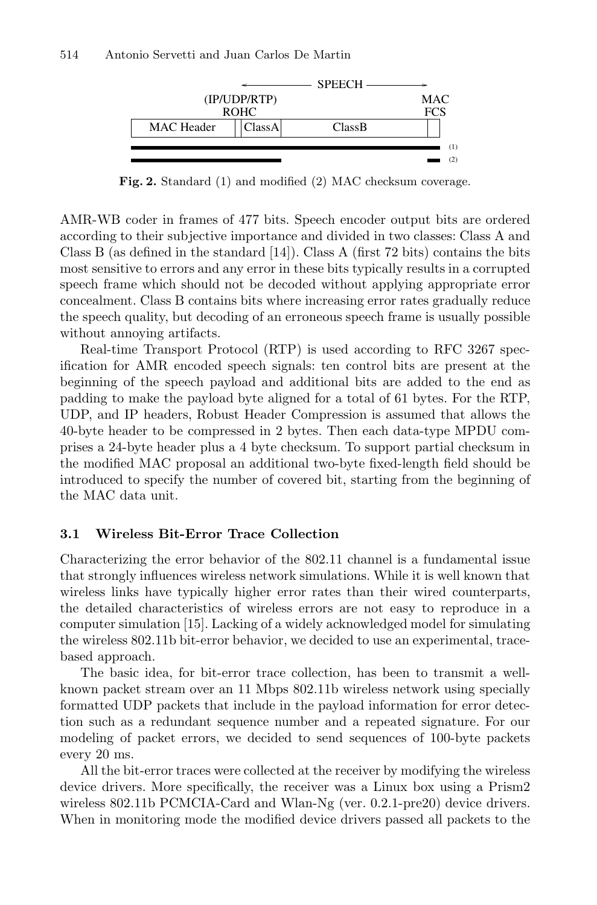**Fig. 2.** Standard (1) and modified (2) MAC checksum coverage.

AMR-WB coder in frames of 477 bits. Speech encoder output bits are ordered according to their subjective importance and divided in two classes: Class A and Class B (as defined in the standard [14]). Class A (first 72 bits) contains the bits most sensitive to errors and any error in these bits typically results in a corrupted speech frame which should not be decoded without applying appropriate error concealment. Class B contains bits where increasing error rates gradually reduce the speech quality, but decoding of an erroneous speech frame is usually possible without annoying artifacts.

Real-time Transport Protocol (RTP) is used according to RFC 3267 specification for AMR encoded speech signals: ten control bits are present at the beginning of the speech payload and additional bits are added to the end as padding to make the payload byte aligned for a total of 61 bytes. For the RTP, UDP, and IP headers, Robust Header Compression is assumed that allows the 40-byte header to be compressed in 2 bytes. Then each data-type MPDU comprises a 24-byte header plus a 4 byte checksum. To support partial checksum in the modified MAC proposal an additional two-byte fixed-length field should be introduced to specify the number of covered bit, starting from the beginning of the MAC data unit.

### 3.1 Wireless Bit-Error Trace Collection

Characterizing the error behavior of the 802.11 channel is a fundamental issue that strongly influences wireless network simulations. While it is well known that wireless links have typically higher error rates than their wired counterparts, the detailed characteristics of wireless errors are not easy to reproduce in a computer simulation [15]. Lacking of a widely acknowledged model for simulating the wireless 802.11b bit-error behavior, we decided to use an experimental, trace-based approach.

The basic idea, for bit-error trace collection, has been to transmit a well-known packet stream over an 11 Mbps 802.11b wireless network using specially formatted UDP packets that include in the payload information for error detection such as a redundant sequence number and a repeated signature. For our modeling of packet errors, we decided to send sequences of 100-byte packets every 20 ms.

All the bit-error traces were collected at the receiver by modifying the wireless device drivers. More specifically, the receiver was a Linux box using a Prism2 wireless 802.11b PCMCIA-Card and Wlan-Ng (ver. 0.2.1-pre20) device drivers. When in monitoring mode the modified device drivers passed all packets to the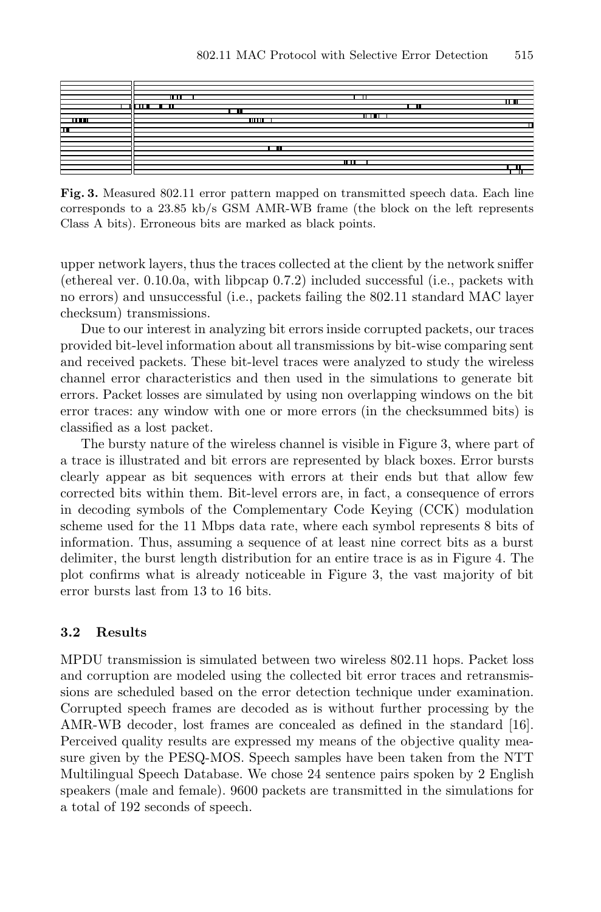**Fig. 3.** Measured 802.11 error pattern mapped on transmitted speech data. Each line corresponds to a 23.85 kb/s GSM AMR-WB frame (the block on the left represents Class A bits). Erroneous bits are marked as black points.

upper network layers, thus the traces collected at the client by the network sniffer (ethereal ver. 0.10.0a, with libpcap 0.7.2) included successful (i.e., packets with no errors) and unsuccessful (i.e., packets failing the 802.11 standard MAC layer checksum) transmissions.

Due to our interest in analyzing bit errors inside corrupted packets, our traces provided bit-level information about all transmissions by bit-wise comparing sent and received packets. These bit-level traces were analyzed to study the wireless channel error characteristics and then used in the simulations to generate bit errors. Packet losses are simulated by using non overlapping windows on the bit error traces: any window with one or more errors (in the checksummed bits) is classified as a lost packet.

The bursty nature of the wireless channel is visible in Figure 3, where part of a trace is illustrated and bit errors are represented by black boxes. Error bursts clearly appear as bit sequences with errors at their ends but that allow few corrected bits within them. Bit-level errors are, in fact, a consequence of errors in decoding symbols of the Complementary Code Keying (CCK) modulation scheme used for the 11 Mbps data rate, where each symbol represents 8 bits of information. Thus, assuming a sequence of at least nine correct bits as a burst delimiter, the burst length distribution for an entire trace is as in Figure 4. The plot confirms what is already noticeable in Figure 3, the vast majority of bit error bursts last from 13 to 16 bits.

### 3.2 Results

MPDU transmission is simulated between two wireless 802.11 hops. Packet loss and corruption are modeled using the collected bit error traces and retransmissions are scheduled based on the error detection technique under examination. Corrupted speech frames are decoded as is without further processing by the AMR-WB decoder, lost frames are concealed as defined in the standard [16]. Perceived quality results are expressed my means of the objective quality measure given by the PESQ-MOS. Speech samples have been taken from the NTT Multilingual Speech Database. We chose 24 sentence pairs spoken by 2 English speakers (male and female). 9600 packets are transmitted in the simulations for a total of 192 seconds of speech.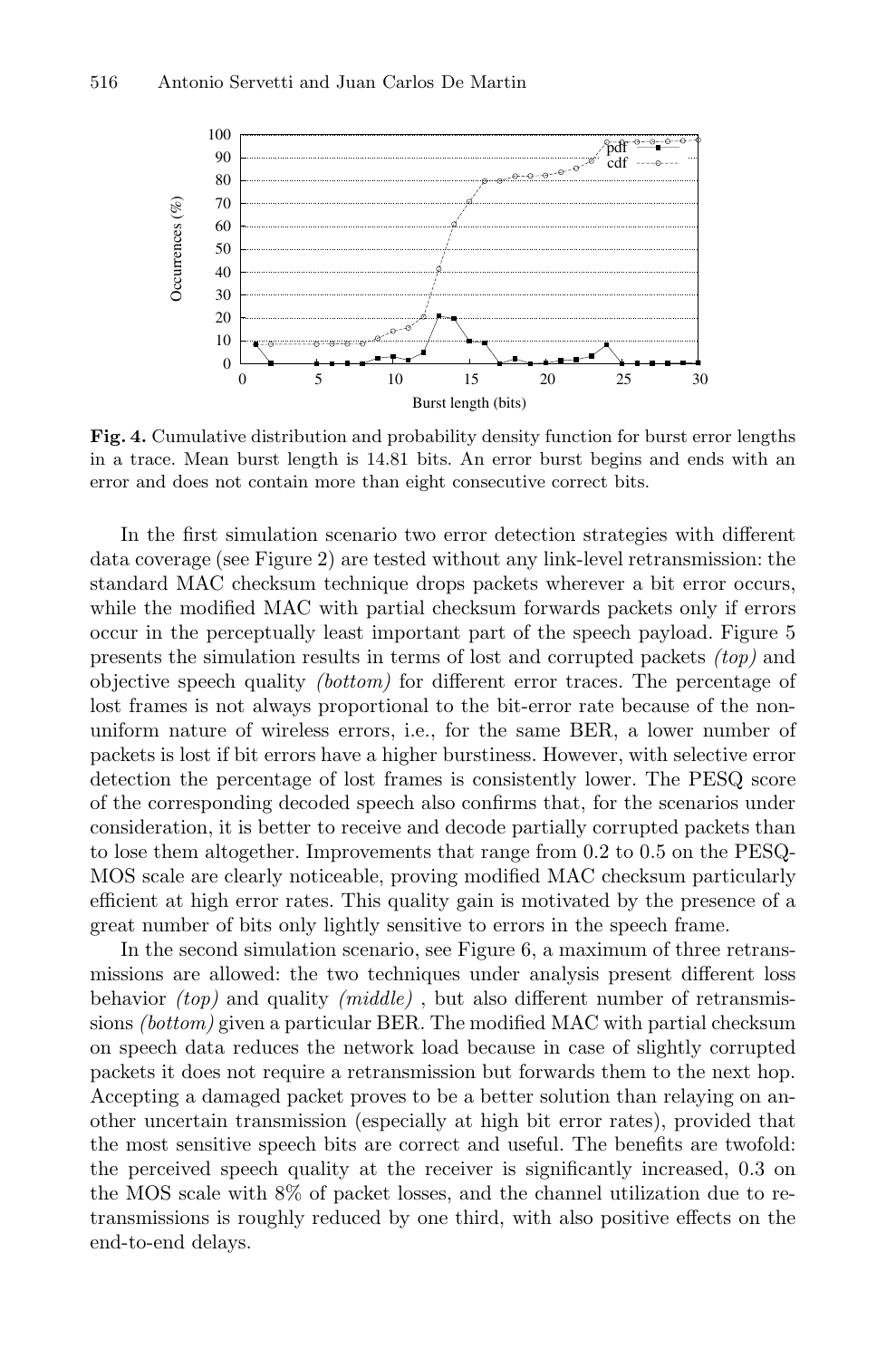**Fig. 4.** Cumulative distribution and probability density function for burst error lengths in a trace. Mean burst length is 14.81 bits. An error burst begins and ends with an error and does not contain more than eight consecutive correct bits.

In the first simulation scenario two error detection strategies with different data coverage (see Figure 2) are tested without any link-level retransmission: the standard MAC checksum technique drops packets wherever a bit error occurs, while the modified MAC with partial checksum forwards packets only if errors occur in the perceptually least important part of the speech payload. Figure 5 presents the simulation results in terms of lost and corrupted packets *(top)* and objective speech quality *(bottom)* for different error traces. The percentage of lost frames is not always proportional to the bit-error rate because of the non-uniform nature of wireless errors, i.e., for the same BER, a lower number of packets is lost if bit errors have a higher burstiness. However, with selective error detection the percentage of lost frames is consistently lower. The PESQ score of the corresponding decoded speech also confirms that, for the scenarios under consideration, it is better to receive and decode partially corrupted packets than to lose them altogether. Improvements that range from 0.2 to 0.5 on the PESQ-MOS scale are clearly noticeable, proving modified MAC checksum particularly efficient at high error rates. This quality gain is motivated by the presence of a great number of bits only lightly sensitive to errors in the speech frame.

In the second simulation scenario, see Figure 6, a maximum of three retransmissions are allowed: the two techniques under analysis present different loss behavior *(top)* and quality *(middle)* , but also different number of retransmissions *(bottom)* given a particular BER. The modified MAC with partial checksum on speech data reduces the network load because in case of slightly corrupted packets it does not require a retransmission but forwards them to the next hop. Accepting a damaged packet proves to be a better solution than relaying on another uncertain transmission (especially at high bit error rates), provided that the most sensitive speech bits are correct and useful. The benefits are twofold: the perceived speech quality at the receiver is significantly increased, 0.3 on the MOS scale with 8% of packet losses, and the channel utilization due to retransmissions is roughly reduced by one third, with also positive effects on the end-to-end delays.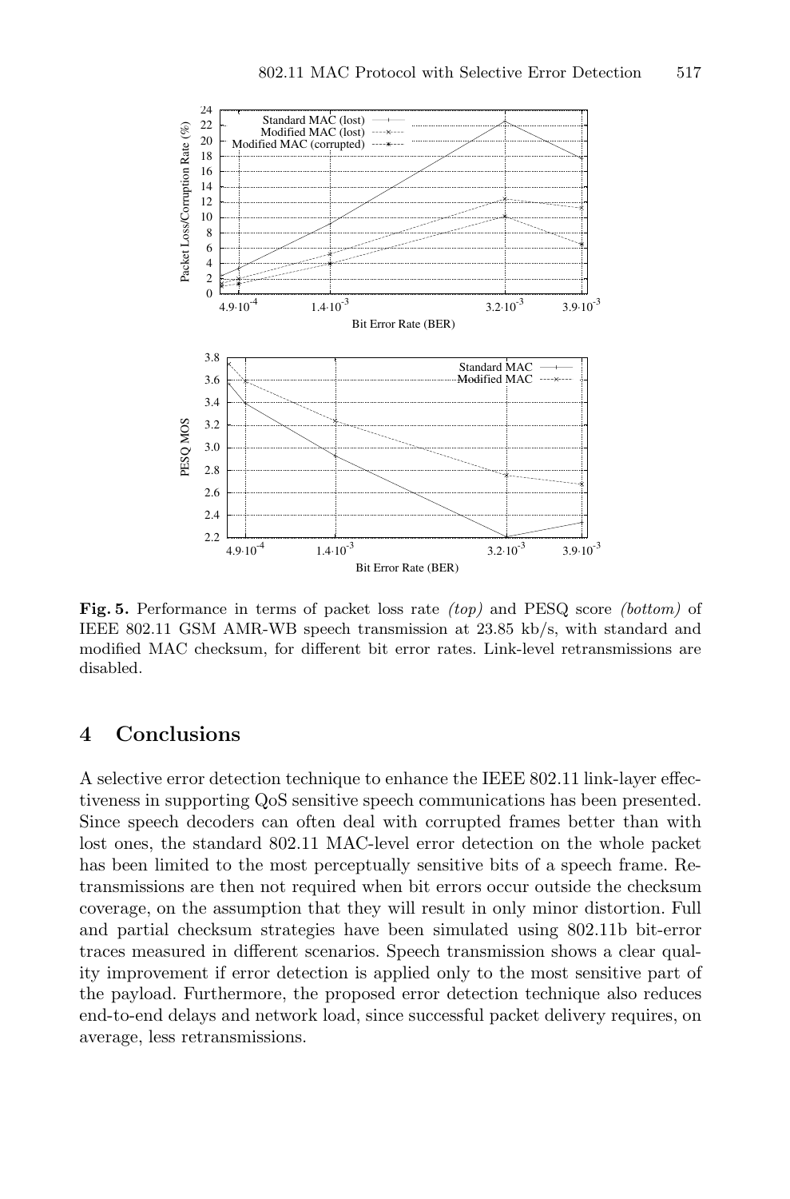**Fig. 5.** Performance in terms of packet loss rate *(top)* and PESQ score *(bottom)* of IEEE 802.11 GSM AMR-WB speech transmission at 23.85 kb/s, with standard and modified MAC checksum, for different bit error rates. Link-level retransmissions are disabled.

## 4 Conclusions

A selective error detection technique to enhance the IEEE 802.11 link-layer effectiveness in supporting QoS sensitive speech communications has been presented. Since speech decoders can often deal with corrupted frames better than with lost ones, the standard 802.11 MAC-level error detection on the whole packet has been limited to the most perceptually sensitive bits of a speech frame. Retransmissions are then not required when bit errors occur outside the checksum coverage, on the assumption that they will result in only minor distortion. Full and partial checksum strategies have been simulated using 802.11b bit-error traces measured in different scenarios. Speech transmission shows a clear quality improvement if error detection is applied only to the most sensitive part of the payload. Furthermore, the proposed error detection technique also reduces end-to-end delays and network load, since successful packet delivery requires, on average, less retransmissions.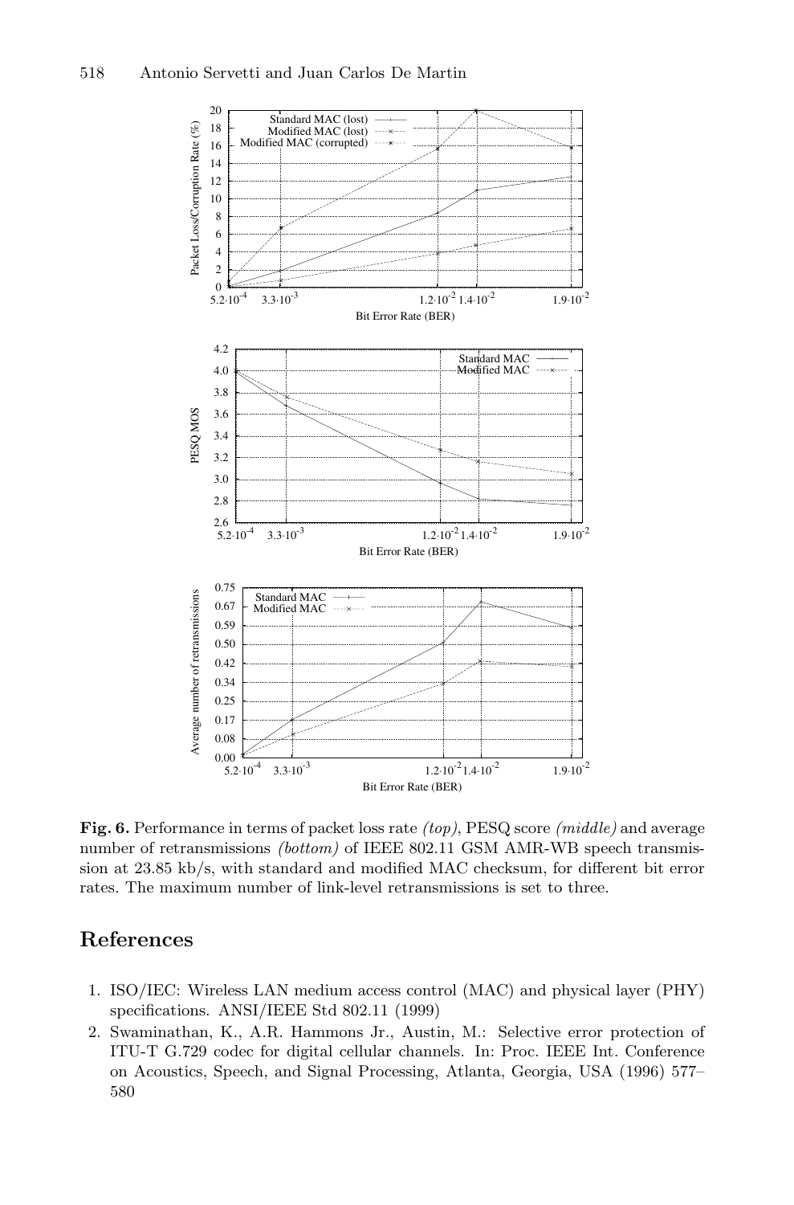**Fig. 6.** Performance in terms of packet loss rate *(top)*, PESQ score *(middle)* and average number of retransmissions *(bottom)* of IEEE 802.11 GSM AMR-WB speech transmission at 23.85 kb/s, with standard and modified MAC checksum, for different bit error rates. The maximum number of link-level retransmissions is set to three.

## References

1. ISO/IEC: Wireless LAN medium access control (MAC) and physical layer (PHY) specifications. ANSI/IEEE Std 802.11 (1999)
2. Swaminathan, K., A.R. Hammons Jr., Austin, M.: Selective error protection of ITU-T G.729 codec for digital cellular channels. In: Proc. IEEE Int. Conference on Acoustics, Speech, and Signal Processing, Atlanta, Georgia, USA (1996) 577–580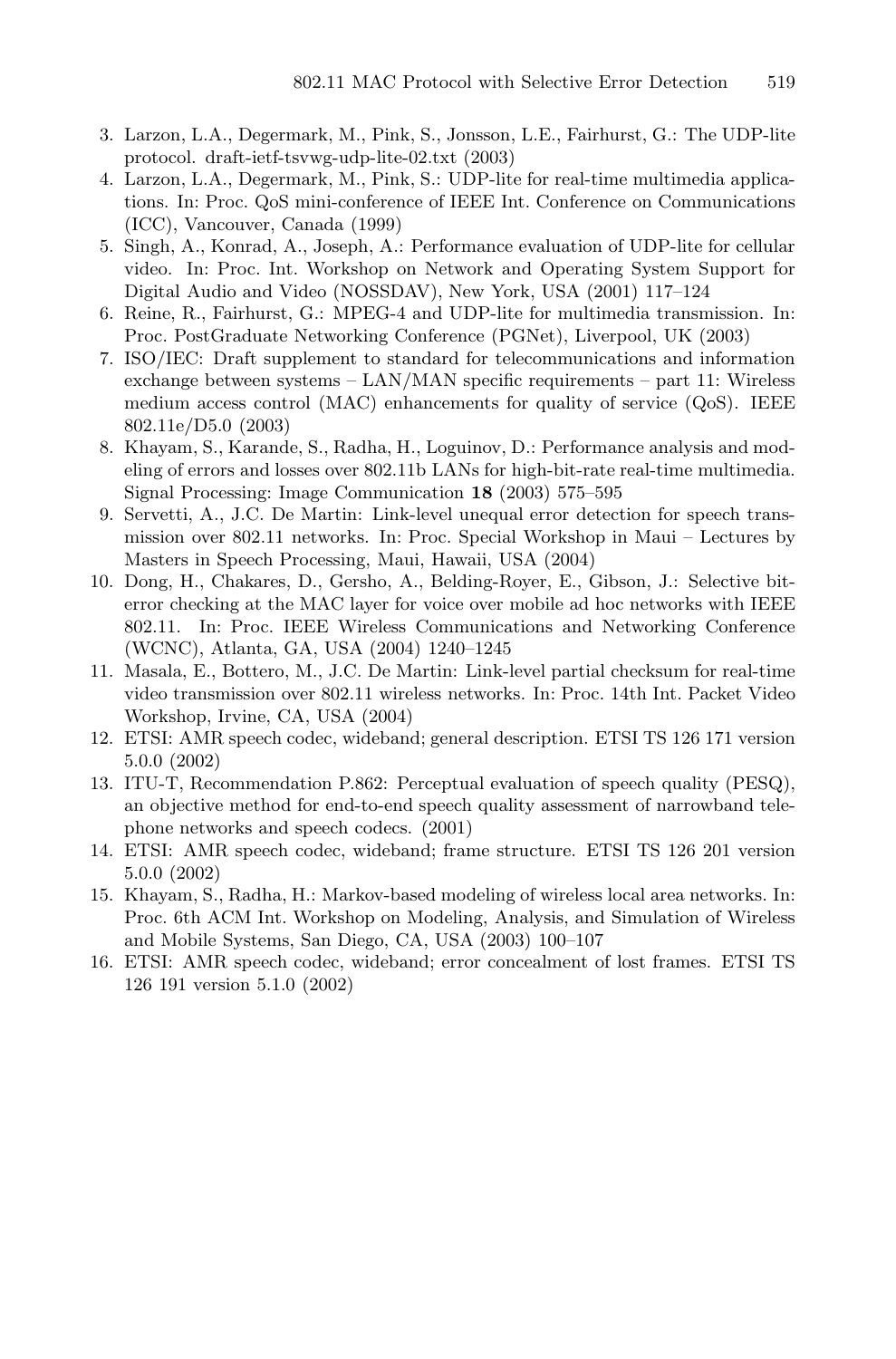3. Larzon, L.A., Degermark, M., Pink, S., Jonsson, L.E., Fairhurst, G.: The UDP-lite protocol. draft-ietf-tsvwg-udp-lite-02.txt (2003)
4. Larzon, L.A., Degermark, M., Pink, S.: UDP-lite for real-time multimedia applications. In: Proc. QoS mini-conference of IEEE Int. Conference on Communications (ICC), Vancouver, Canada (1999)
5. Singh, A., Konrad, A., Joseph, A.: Performance evaluation of UDP-lite for cellular video. In: Proc. Int. Workshop on Network and Operating System Support for Digital Audio and Video (NOSSDAV), New York, USA (2001) 117–124
6. Reine, R., Fairhurst, G.: MPEG-4 and UDP-lite for multimedia transmission. In: Proc. PostGraduate Networking Conference (PGNet), Liverpool, UK (2003)
7. ISO/IEC: Draft supplement to standard for telecommunications and information exchange between systems – LAN/MAN specific requirements – part 11: Wireless medium access control (MAC) enhancements for quality of service (QoS). IEEE 802.11e/D5.0 (2003)
8. Khayam, S., Karande, S., Radha, H., Loguinov, D.: Performance analysis and modeling of errors and losses over 802.11b LANs for high-bit-rate real-time multimedia. Signal Processing: Image Communication **18** (2003) 575–595
9. Servetti, A., J.C. De Martin: Link-level unequal error detection for speech transmission over 802.11 networks. In: Proc. Special Workshop in Maui – Lectures by Masters in Speech Processing, Maui, Hawaii, USA (2004)
10. Dong, H., Chakares, D., Gersho, A., Belding-Royer, E., Gibson, J.: Selective bit-error checking at the MAC layer for voice over mobile ad hoc networks with IEEE 802.11. In: Proc. IEEE Wireless Communications and Networking Conference (WCNC), Atlanta, GA, USA (2004) 1240–1245
11. Masala, E., Bottero, M., J.C. De Martin: Link-level partial checksum for real-time video transmission over 802.11 wireless networks. In: Proc. 14th Int. Packet Video Workshop, Irvine, CA, USA (2004)
12. ETSI: AMR speech codec, wideband; general description. ETSI TS 126 171 version 5.0.0 (2002)
13. ITU-T, Recommendation P.862: Perceptual evaluation of speech quality (PESQ), an objective method for end-to-end speech quality assessment of narrowband telephone networks and speech codecs. (2001)
14. ETSI: AMR speech codec, wideband; frame structure. ETSI TS 126 201 version 5.0.0 (2002)
15. Khayam, S., Radha, H.: Markov-based modeling of wireless local area networks. In: Proc. 6th ACM Int. Workshop on Modeling, Analysis, and Simulation of Wireless and Mobile Systems, San Diego, CA, USA (2003) 100–107
16. ETSI: AMR speech codec, wideband; error concealment of lost frames. ETSI TS 126 191 version 5.1.0 (2002)